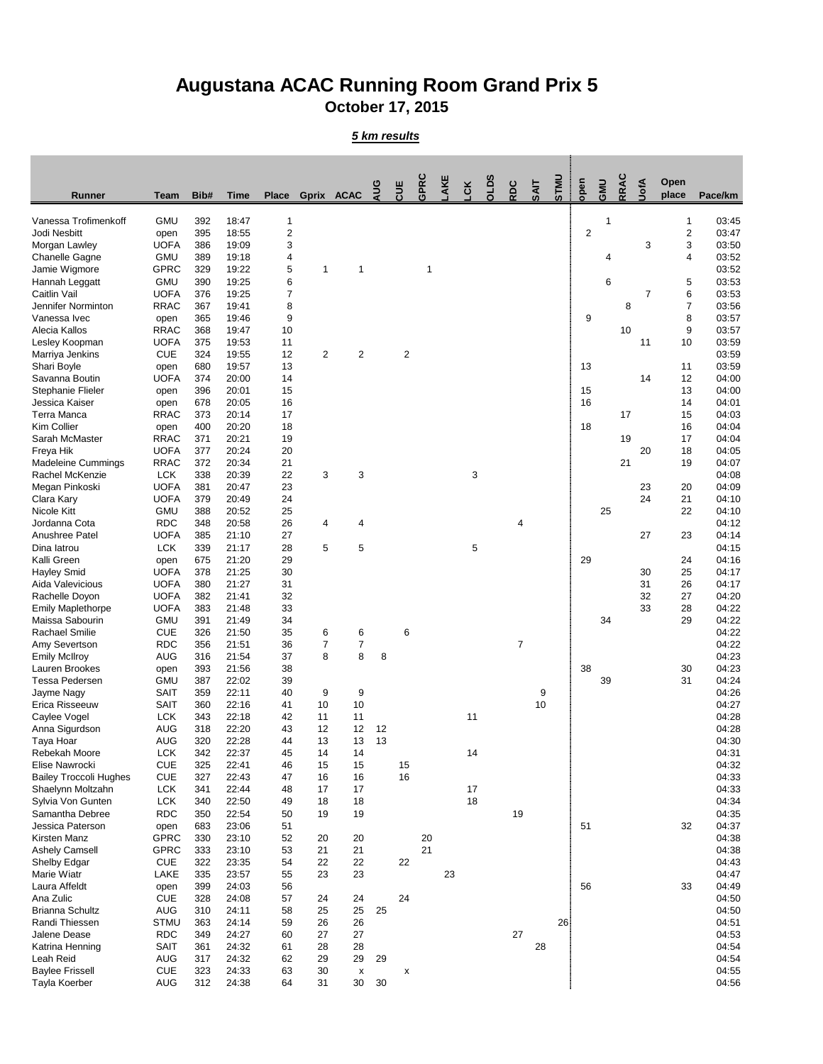# Augustana ACAC Running Room Grand Prix 5

## October 17, 2015

***5 km results***

| Runner | Team | Bib# | Time | Place | Gprix | ACAC | AUG | CUE | GPRC | LAKE | LCK | OLDS | RDC | SAIT | STMU | open | GMU | RRAC | UofA | Open place | Pace/km |
|---|---|---|---|---|---|---|---|---|---|---|---|---|---|---|---|---|---|---|---|---|---|
| Vanessa Trofimenkoff | GMU | 392 | 18:47 | 1 | | | | | | | | | | | | | 1 | | | 1 | 03:45 |
| Jodi Nesbitt | open | 395 | 18:55 | 2 | | | | | | | | | | | | 2 | | | | 2 | 03:47 |
| Morgan Lawley | UOFA | 386 | 19:09 | 3 | | | | | | | | | | | | | | | 3 | 3 | 03:50 |
| Chanelle Gagne | GMU | 389 | 19:18 | 4 | | | | | | | | | | | | | 4 | | | 4 | 03:52 |
| Jamie Wigmore | GPRC | 329 | 19:22 | 5 | 1 | 1 | | | 1 | | | | | | | | | | | | 03:52 |
| Hannah Leggatt | GMU | 390 | 19:25 | 6 | | | | | | | | | | | | | 6 | | | 5 | 03:53 |
| Caitlin Vail | UOFA | 376 | 19:25 | 7 | | | | | | | | | | | | | | | 7 | 6 | 03:53 |
| Jennifer Norminton | RRAC | 367 | 19:41 | 8 | | | | | | | | | | | | | | 8 | | 7 | 03:56 |
| Vanessa Ivec | open | 365 | 19:46 | 9 | | | | | | | | | | | | 9 | | | | 8 | 03:57 |
| Alecia Kallos | RRAC | 368 | 19:47 | 10 | | | | | | | | | | | | | | 10 | | 9 | 03:57 |
| Lesley Koopman | UOFA | 375 | 19:53 | 11 | | | | | | | | | | | | | | | 11 | 10 | 03:59 |
| Marriya Jenkins | CUE | 324 | 19:55 | 12 | 2 | 2 | | 2 | | | | | | | | | | | | | 03:59 |
| Shari Boyle | open | 680 | 19:57 | 13 | | | | | | | | | | | | 13 | | | | 11 | 03:59 |
| Savanna Boutin | UOFA | 374 | 20:00 | 14 | | | | | | | | | | | | | | | 14 | 12 | 04:00 |
| Stephanie Flieler | open | 396 | 20:01 | 15 | | | | | | | | | | | | 15 | | | | 13 | 04:00 |
| Jessica Kaiser | open | 678 | 20:05 | 16 | | | | | | | | | | | | 16 | | | | 14 | 04:01 |
| Terra Manca | RRAC | 373 | 20:14 | 17 | | | | | | | | | | | | | | 17 | | 15 | 04:03 |
| Kim Collier | open | 400 | 20:20 | 18 | | | | | | | | | | | | 18 | | | | 16 | 04:04 |
| Sarah McMaster | RRAC | 371 | 20:21 | 19 | | | | | | | | | | | | | | 19 | | 17 | 04:04 |
| Freya Hik | UOFA | 377 | 20:24 | 20 | | | | | | | | | | | | | | | 20 | 18 | 04:05 |
| Madeleine Cummings | RRAC | 372 | 20:34 | 21 | | | | | | | | | | | | | | 21 | | 19 | 04:07 |
| Rachel McKenzie | LCK | 338 | 20:39 | 22 | 3 | 3 | | | | | 3 | | | | | | | | | | 04:08 |
| Megan Pinkoski | UOFA | 381 | 20:47 | 23 | | | | | | | | | | | | | | | 23 | 20 | 04:09 |
| Clara Kary | UOFA | 379 | 20:49 | 24 | | | | | | | | | | | | | | | 24 | 21 | 04:10 |
| Nicole Kitt | GMU | 388 | 20:52 | 25 | | | | | | | | | | | | | 25 | | | 22 | 04:10 |
| Jordanna Cota | RDC | 348 | 20:58 | 26 | 4 | 4 | | | | | | | 4 | | | | | | | | 04:12 |
| Anushree Patel | UOFA | 385 | 21:10 | 27 | | | | | | | | | | | | | | | 27 | 23 | 04:14 |
| Dina Iatrou | LCK | 339 | 21:17 | 28 | 5 | 5 | | | | | 5 | | | | | | | | | | 04:15 |
| Kalli Green | open | 675 | 21:20 | 29 | | | | | | | | | | | | 29 | | | | 24 | 04:16 |
| Hayley Smid | UOFA | 378 | 21:25 | 30 | | | | | | | | | | | | | | | 30 | 25 | 04:17 |
| Aida Valevicious | UOFA | 380 | 21:27 | 31 | | | | | | | | | | | | | | | 31 | 26 | 04:17 |
| Rachelle Doyon | UOFA | 382 | 21:41 | 32 | | | | | | | | | | | | | | | 32 | 27 | 04:20 |
| Emily Maplethorpe | UOFA | 383 | 21:48 | 33 | | | | | | | | | | | | | | | 33 | 28 | 04:22 |
| Maissa Sabourin | GMU | 391 | 21:49 | 34 | | | | | | | | | | | | | 34 | | | 29 | 04:22 |
| Rachael Smilie | CUE | 326 | 21:50 | 35 | 6 | 6 | | 6 | | | | | | | | | | | | | 04:22 |
| Amy Severtson | RDC | 356 | 21:51 | 36 | 7 | 7 | | | | | | | 7 | | | | | | | | 04:22 |
| Emily McIlroy | AUG | 316 | 21:54 | 37 | 8 | 8 | 8 | | | | | | | | | | | | | | 04:23 |
| Lauren Brookes | open | 393 | 21:56 | 38 | | | | | | | | | | | | 38 | | | | 30 | 04:23 |
| Tessa Pedersen | GMU | 387 | 22:02 | 39 | | | | | | | | | | | | | 39 | | | 31 | 04:24 |
| Jayme Nagy | SAIT | 359 | 22:11 | 40 | 9 | 9 | | | | | | | | 9 | | | | | | | 04:26 |
| Erica Risseeuw | SAIT | 360 | 22:16 | 41 | 10 | 10 | | | | | | | | 10 | | | | | | | 04:27 |
| Caylee Vogel | LCK | 343 | 22:18 | 42 | 11 | 11 | | | | | 11 | | | | | | | | | | 04:28 |
| Anna Sigurdson | AUG | 318 | 22:20 | 43 | 12 | 12 | 12 | | | | | | | | | | | | | | 04:28 |
| Taya Hoar | AUG | 320 | 22:28 | 44 | 13 | 13 | 13 | | | | | | | | | | | | | | 04:30 |
| Rebekah Moore | LCK | 342 | 22:37 | 45 | 14 | 14 | | | | | 14 | | | | | | | | | | 04:31 |
| Elise Nawrocki | CUE | 325 | 22:41 | 46 | 15 | 15 | | 15 | | | | | | | | | | | | | 04:32 |
| Bailey Troccoli Hughes | CUE | 327 | 22:43 | 47 | 16 | 16 | | 16 | | | | | | | | | | | | | 04:33 |
| Shaelynn Moltzahn | LCK | 341 | 22:44 | 48 | 17 | 17 | | | | | 17 | | | | | | | | | | 04:33 |
| Sylvia Von Gunten | LCK | 340 | 22:50 | 49 | 18 | 18 | | | | | 18 | | | | | | | | | | 04:34 |
| Samantha Debree | RDC | 350 | 22:54 | 50 | 19 | 19 | | | | | | | 19 | | | | | | | | 04:35 |
| Jessica Paterson | open | 683 | 23:06 | 51 | | | | | | | | | | | | 51 | | | | 32 | 04:37 |
| Kirsten Manz | GPRC | 330 | 23:10 | 52 | 20 | 20 | | | 20 | | | | | | | | | | | | 04:38 |
| Ashely Camsell | GPRC | 333 | 23:10 | 53 | 21 | 21 | | | 21 | | | | | | | | | | | | 04:38 |
| Shelby Edgar | CUE | 322 | 23:35 | 54 | 22 | 22 | | 22 | | | | | | | | | | | | | 04:43 |
| Marie Wiatr | LAKE | 335 | 23:57 | 55 | 23 | 23 | | | | 23 | | | | | | | | | | | 04:47 |
| Laura Affeldt | open | 399 | 24:03 | 56 | | | | | | | | | | | | 56 | | | | 33 | 04:49 |
| Ana Zulic | CUE | 328 | 24:08 | 57 | 24 | 24 | | 24 | | | | | | | | | | | | | 04:50 |
| Brianna Schultz | AUG | 310 | 24:11 | 58 | 25 | 25 | 25 | | | | | | | | | | | | | | 04:50 |
| Randi Thiessen | STMU | 363 | 24:14 | 59 | 26 | 26 | | | | | | | | | 26 | | | | | | 04:51 |
| Jalene Dease | RDC | 349 | 24:27 | 60 | 27 | 27 | | | | | | | 27 | | | | | | | | 04:53 |
| Katrina Henning | SAIT | 361 | 24:32 | 61 | 28 | 28 | | | | | | | | 28 | | | | | | | 04:54 |
| Leah Reid | AUG | 317 | 24:32 | 62 | 29 | 29 | 29 | | | | | | | | | | | | | | 04:54 |
| Baylee Frissell | CUE | 323 | 24:33 | 63 | 30 | x | | x | | | | | | | | | | | | | 04:55 |
| Tayla Koerber | AUG | 312 | 24:38 | 64 | 31 | 30 | 30 | | | | | | | | | | | | | | 04:56 |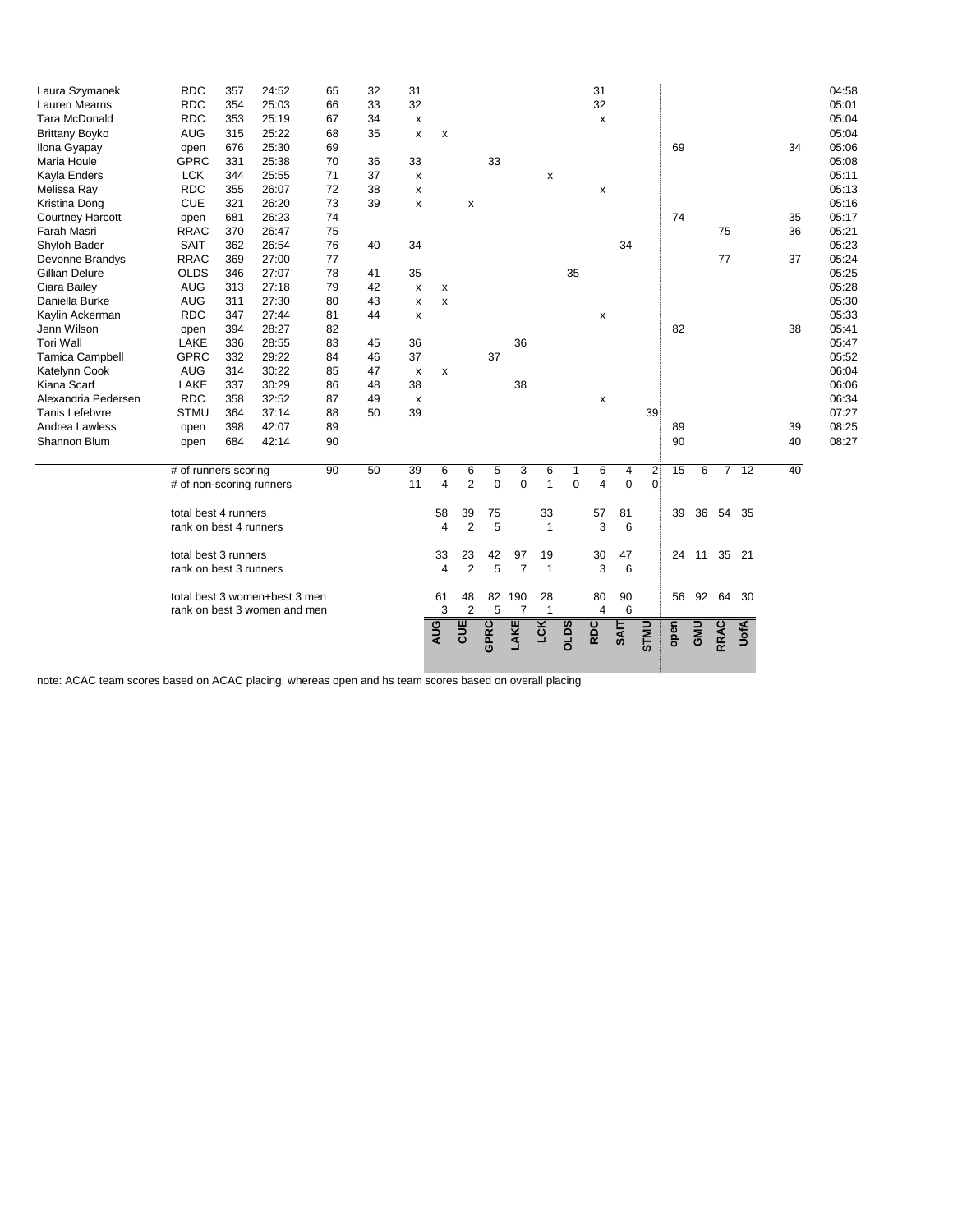| | | | | | | | | | | | | | | | | | | | | | |
|---|---|---|---|---|---|---|---|---|---|---|---|---|---|---|---|---|---|---|---|---|---|
| Laura Szymanek | RDC | 357 | 24:52 | 65 | 32 | 31 | | | | | | | 31 | | | | | | | | 04:58 |
| Lauren Mearns | RDC | 354 | 25:03 | 66 | 33 | 32 | | | | | | | 32 | | | | | | | | 05:01 |
| Tara McDonald | RDC | 353 | 25:19 | 67 | 34 | x | | | | | | | x | | | | | | | | 05:04 |
| Brittany Boyko | AUG | 315 | 25:22 | 68 | 35 | x | x | | | | | | | | | | | | | | 05:04 |
| Ilona Gyapay | open | 676 | 25:30 | 69 | | | | | | | | | | | | 69 | | | | 34 | 05:06 |
| Maria Houle | GPRC | 331 | 25:38 | 70 | 36 | 33 | | | 33 | | | | | | | | | | | | 05:08 |
| Kayla Enders | LCK | 344 | 25:55 | 71 | 37 | x | | | | | x | | | | | | | | | | 05:11 |
| Melissa Ray | RDC | 355 | 26:07 | 72 | 38 | x | | | | | | | x | | | | | | | | 05:13 |
| Kristina Dong | CUE | 321 | 26:20 | 73 | 39 | x | | x | | | | | | | | | | | | | 05:16 |
| Courtney Harcott | open | 681 | 26:23 | 74 | | | | | | | | | | | | 74 | | | | 35 | 05:17 |
| Farah Masri | RRAC | 370 | 26:47 | 75 | | | | | | | | | | | | | | 75 | | 36 | 05:21 |
| Shyloh Bader | SAIT | 362 | 26:54 | 76 | 40 | 34 | | | | | | | | 34 | | | | | | | 05:23 |
| Devonne Brandys | RRAC | 369 | 27:00 | 77 | | | | | | | | | | | | | | 77 | | 37 | 05:24 |
| Gillian Delure | OLDS | 346 | 27:07 | 78 | 41 | 35 | | | | | | 35 | | | | | | | | | 05:25 |
| Ciara Bailey | AUG | 313 | 27:18 | 79 | 42 | x | x | | | | | | | | | | | | | | 05:28 |
| Daniella Burke | AUG | 311 | 27:30 | 80 | 43 | x | x | | | | | | | | | | | | | | 05:30 |
| Kaylin Ackerman | RDC | 347 | 27:44 | 81 | 44 | x | | | | | | | x | | | | | | | | 05:33 |
| Jenn Wilson | open | 394 | 28:27 | 82 | | | | | | | | | | | | 82 | | | | 38 | 05:41 |
| Tori Wall | LAKE | 336 | 28:55 | 83 | 45 | 36 | | | | 36 | | | | | | | | | | | 05:47 |
| Tamica Campbell | GPRC | 332 | 29:22 | 84 | 46 | 37 | | | 37 | | | | | | | | | | | | 05:52 |
| Katelynn Cook | AUG | 314 | 30:22 | 85 | 47 | x | x | | | | | | | | | | | | | | 06:04 |
| Kiana Scarf | LAKE | 337 | 30:29 | 86 | 48 | 38 | | | | 38 | | | | | | | | | | | 06:06 |
| Alexandria Pedersen | RDC | 358 | 32:52 | 87 | 49 | x | | | | | | | x | | | | | | | | 06:34 |
| Tanis Lefebvre | STMU | 364 | 37:14 | 88 | 50 | 39 | | | | | | | | | 39 | | | | | | 07:27 |
| Andrea Lawless | open | 398 | 42:07 | 89 | | | | | | | | | | | | 89 | | | | 39 | 08:25 |
| Shannon Blum | open | 684 | 42:14 | 90 | | | | | | | | | | | | 90 | | | | 40 | 08:27 |
| | # of runners scoring | | | 90 | 50 | 39 | 6 | 6 | 5 | 3 | 6 | 1 | 6 | 4 | 2 | 15 | 6 | 7 | 12 | 40 | |
| | # of non-scoring runners | | | | | 11 | 4 | 2 | 0 | 0 | 1 | 0 | 4 | 0 | 0 | | | | | | |
| | total best 4 runners | | | | | | 58 | 39 | 75 | | 33 | | 57 | 81 | | 39 | 36 | 54 | 35 | | |
| | rank on best 4 runners | | | | | | 4 | 2 | 5 | | 1 | | 3 | 6 | | | | | | | |
| | total best 3 runners | | | | | | 33 | 23 | 42 | 97 | 19 | | 30 | 47 | | 24 | 11 | 35 | 21 | | |
| | rank on best 3 runners | | | | | | 4 | 2 | 5 | 7 | 1 | | 3 | 6 | | | | | | | |
| | total best 3 women+best 3 men | | | | | | 61 | 48 | 82 | 190 | 28 | | 80 | 90 | | 56 | 92 | 64 | 30 | | |
| | rank on best 3 women and men | | | | | | 3 | 2 | 5 | 7 | 1 | | 4 | 6 | | | | | | | |
| | | | | | | | AUG | CUE | GPRC | LAKE | LCK | OLDS | RDC | SAIT | STMU | open | GMU | RRAC | UofA | | |

note: ACAC team scores based on ACAC placing, whereas open and hs team scores based on overall placing